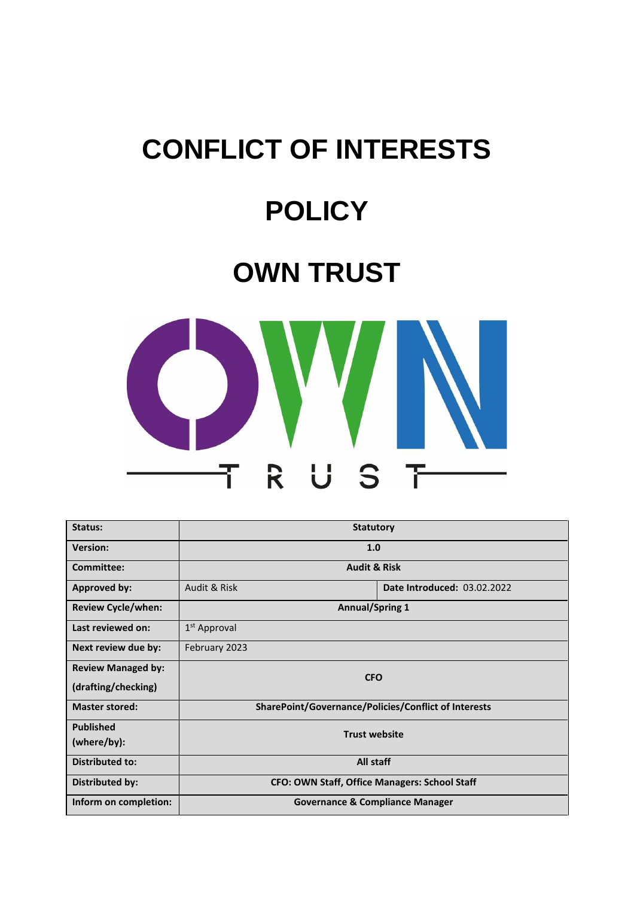# CONFLICT OF INTERESTS

# POLICY

# OWN TRUST

| Status: | Statutory | |
|---|---|---|
| Version: | 1.0 | |
| Committee: | Audit & Risk | |
| Approved by: | Audit & Risk | Date Introduced: 03.02.2022 |
| Review Cycle/when: | Annual/Spring 1 | |
| Last reviewed on: | 1st Approval | |
| Next review due by: | February 2023 | |
| Review Managed by: (drafting/checking) | CFO | |
| Master stored: | SharePoint/Governance/Policies/Conflict of Interests | |
| Published (where/by): | Trust website | |
| Distributed to: | All staff | |
| Distributed by: | CFO: OWN Staff, Office Managers: School Staff | |
| Inform on completion: | Governance & Compliance Manager | |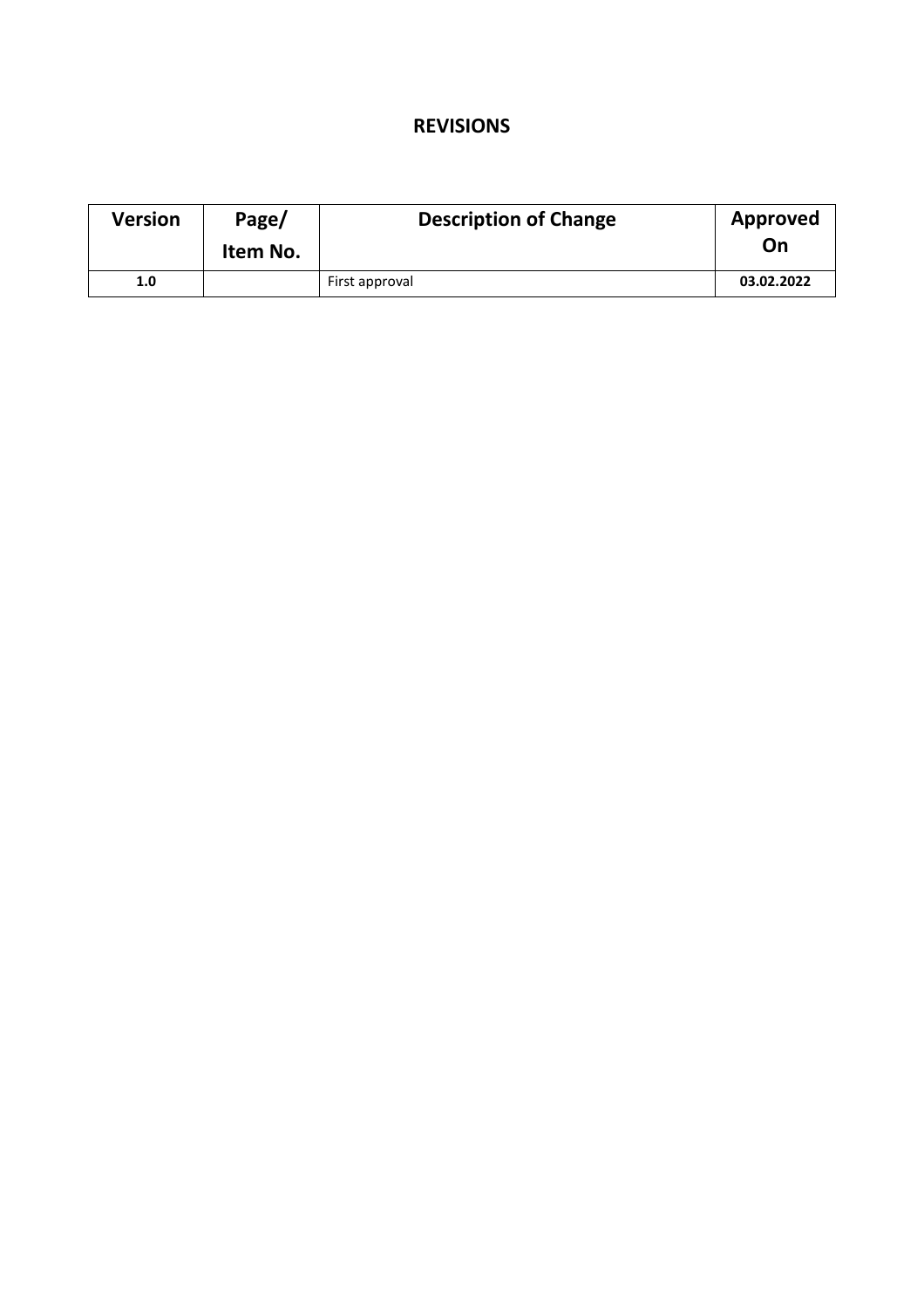## REVISIONS

| Version | Page/ Item No. | Description of Change | Approved On |
|---|---|---|---|
| **1.0** | | First approval | **03.02.2022** |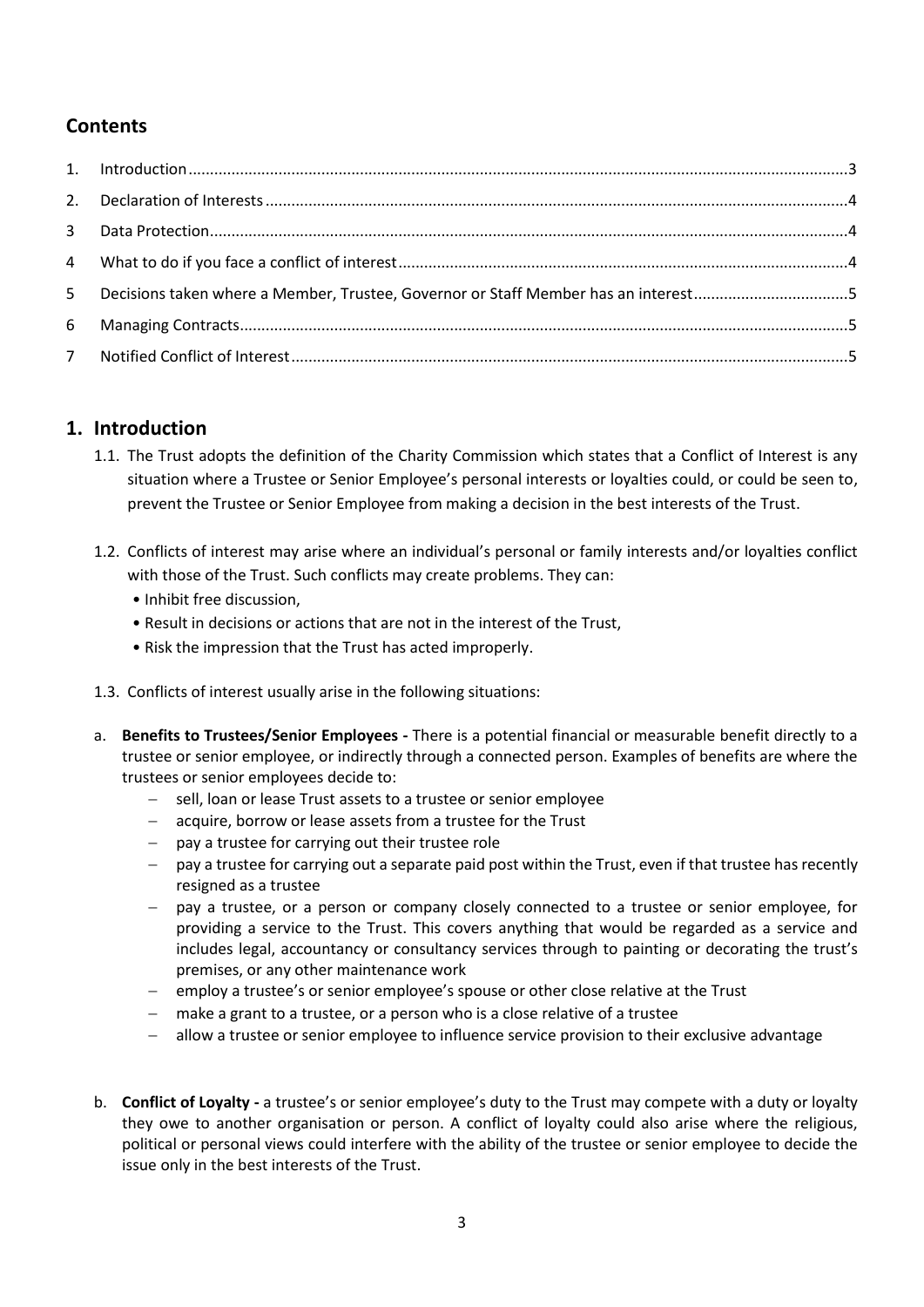## Contents

| | | |
|---|---|---|
| 1. | Introduction | 3 |
| 2. | Declaration of Interests | 4 |
| 3 | Data Protection | 4 |
| 4 | What to do if you face a conflict of interest | 4 |
| 5 | Decisions taken where a Member, Trustee, Governor or Staff Member has an interest | 5 |
| 6 | Managing Contracts | 5 |
| 7 | Notified Conflict of Interest | 5 |

## 1. Introduction

1.1. The Trust adopts the definition of the Charity Commission which states that a Conflict of Interest is any situation where a Trustee or Senior Employee's personal interests or loyalties could, or could be seen to, prevent the Trustee or Senior Employee from making a decision in the best interests of the Trust.

1.2. Conflicts of interest may arise where an individual's personal or family interests and/or loyalties conflict with those of the Trust. Such conflicts may create problems. They can:

- Inhibit free discussion,
- Result in decisions or actions that are not in the interest of the Trust,
- Risk the impression that the Trust has acted improperly.

1.3. Conflicts of interest usually arise in the following situations:

a. **Benefits to Trustees/Senior Employees -** There is a potential financial or measurable benefit directly to a trustee or senior employee, or indirectly through a connected person. Examples of benefits are where the trustees or senior employees decide to:
   - sell, loan or lease Trust assets to a trustee or senior employee
   - acquire, borrow or lease assets from a trustee for the Trust
   - pay a trustee for carrying out their trustee role
   - pay a trustee for carrying out a separate paid post within the Trust, even if that trustee has recently resigned as a trustee
   - pay a trustee, or a person or company closely connected to a trustee or senior employee, for providing a service to the Trust. This covers anything that would be regarded as a service and includes legal, accountancy or consultancy services through to painting or decorating the trust's premises, or any other maintenance work
   - employ a trustee's or senior employee's spouse or other close relative at the Trust
   - make a grant to a trustee, or a person who is a close relative of a trustee
   - allow a trustee or senior employee to influence service provision to their exclusive advantage

b. **Conflict of Loyalty -** a trustee's or senior employee's duty to the Trust may compete with a duty or loyalty they owe to another organisation or person. A conflict of loyalty could also arise where the religious, political or personal views could interfere with the ability of the trustee or senior employee to decide the issue only in the best interests of the Trust.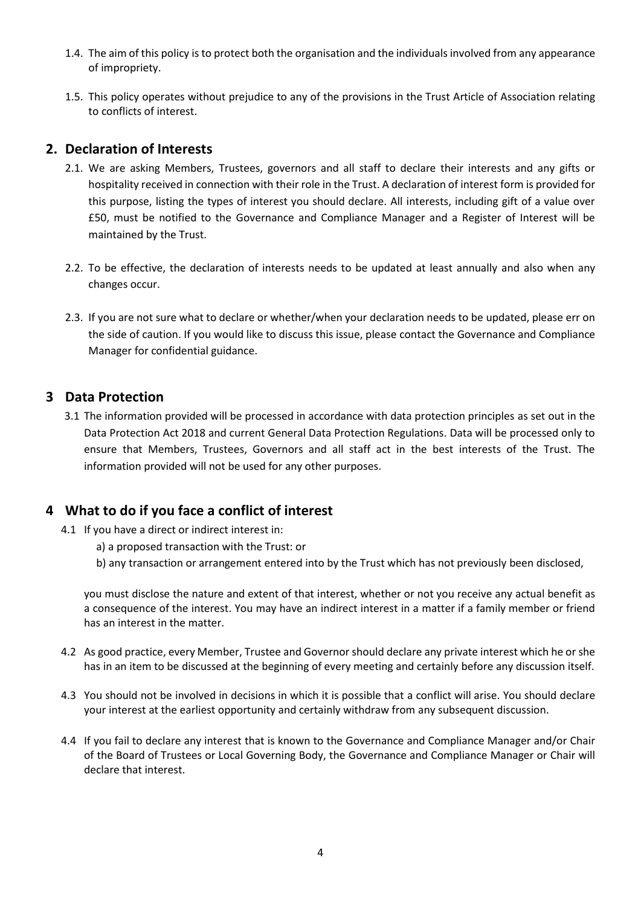1.4. The aim of this policy is to protect both the organisation and the individuals involved from any appearance of impropriety.

1.5. This policy operates without prejudice to any of the provisions in the Trust Article of Association relating to conflicts of interest.

## 2. Declaration of Interests

2.1. We are asking Members, Trustees, governors and all staff to declare their interests and any gifts or hospitality received in connection with their role in the Trust. A declaration of interest form is provided for this purpose, listing the types of interest you should declare. All interests, including gift of a value over £50, must be notified to the Governance and Compliance Manager and a Register of Interest will be maintained by the Trust.

2.2. To be effective, the declaration of interests needs to be updated at least annually and also when any changes occur.

2.3. If you are not sure what to declare or whether/when your declaration needs to be updated, please err on the side of caution. If you would like to discuss this issue, please contact the Governance and Compliance Manager for confidential guidance.

## 3 Data Protection

3.1 The information provided will be processed in accordance with data protection principles as set out in the Data Protection Act 2018 and current General Data Protection Regulations. Data will be processed only to ensure that Members, Trustees, Governors and all staff act in the best interests of the Trust. The information provided will not be used for any other purposes.

## 4 What to do if you face a conflict of interest

4.1 If you have a direct or indirect interest in:

a) a proposed transaction with the Trust: or

b) any transaction or arrangement entered into by the Trust which has not previously been disclosed,

you must disclose the nature and extent of that interest, whether or not you receive any actual benefit as a consequence of the interest. You may have an indirect interest in a matter if a family member or friend has an interest in the matter.

4.2 As good practice, every Member, Trustee and Governor should declare any private interest which he or she has in an item to be discussed at the beginning of every meeting and certainly before any discussion itself.

4.3 You should not be involved in decisions in which it is possible that a conflict will arise. You should declare your interest at the earliest opportunity and certainly withdraw from any subsequent discussion.

4.4 If you fail to declare any interest that is known to the Governance and Compliance Manager and/or Chair of the Board of Trustees or Local Governing Body, the Governance and Compliance Manager or Chair will declare that interest.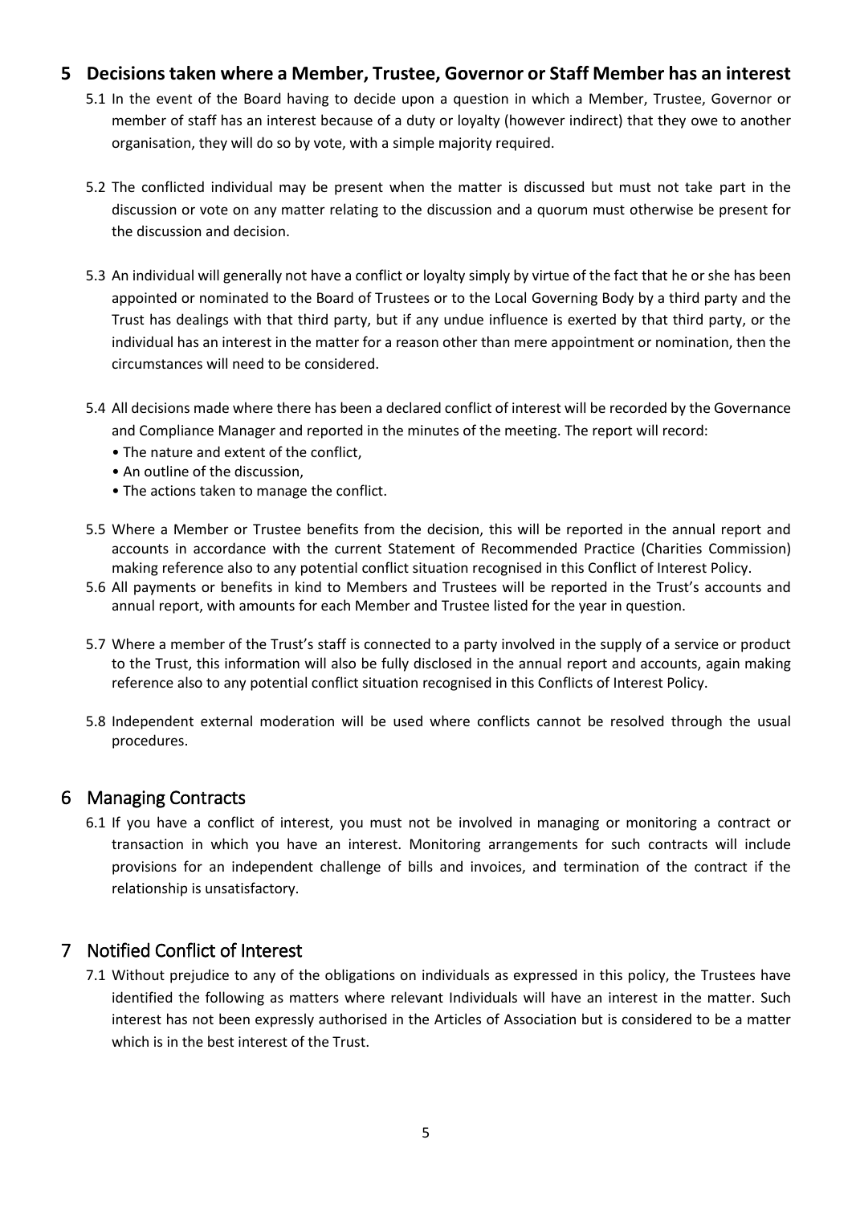## 5 Decisions taken where a Member, Trustee, Governor or Staff Member has an interest

5.1 In the event of the Board having to decide upon a question in which a Member, Trustee, Governor or member of staff has an interest because of a duty or loyalty (however indirect) that they owe to another organisation, they will do so by vote, with a simple majority required.

5.2 The conflicted individual may be present when the matter is discussed but must not take part in the discussion or vote on any matter relating to the discussion and a quorum must otherwise be present for the discussion and decision.

5.3 An individual will generally not have a conflict or loyalty simply by virtue of the fact that he or she has been appointed or nominated to the Board of Trustees or to the Local Governing Body by a third party and the Trust has dealings with that third party, but if any undue influence is exerted by that third party, or the individual has an interest in the matter for a reason other than mere appointment or nomination, then the circumstances will need to be considered.

5.4 All decisions made where there has been a declared conflict of interest will be recorded by the Governance and Compliance Manager and reported in the minutes of the meeting. The report will record:

- The nature and extent of the conflict,
- An outline of the discussion,
- The actions taken to manage the conflict.

5.5 Where a Member or Trustee benefits from the decision, this will be reported in the annual report and accounts in accordance with the current Statement of Recommended Practice (Charities Commission) making reference also to any potential conflict situation recognised in this Conflict of Interest Policy.

5.6 All payments or benefits in kind to Members and Trustees will be reported in the Trust's accounts and annual report, with amounts for each Member and Trustee listed for the year in question.

5.7 Where a member of the Trust's staff is connected to a party involved in the supply of a service or product to the Trust, this information will also be fully disclosed in the annual report and accounts, again making reference also to any potential conflict situation recognised in this Conflicts of Interest Policy.

5.8 Independent external moderation will be used where conflicts cannot be resolved through the usual procedures.

## 6 Managing Contracts

6.1 If you have a conflict of interest, you must not be involved in managing or monitoring a contract or transaction in which you have an interest. Monitoring arrangements for such contracts will include provisions for an independent challenge of bills and invoices, and termination of the contract if the relationship is unsatisfactory.

## 7 Notified Conflict of Interest

7.1 Without prejudice to any of the obligations on individuals as expressed in this policy, the Trustees have identified the following as matters where relevant Individuals will have an interest in the matter. Such interest has not been expressly authorised in the Articles of Association but is considered to be a matter which is in the best interest of the Trust.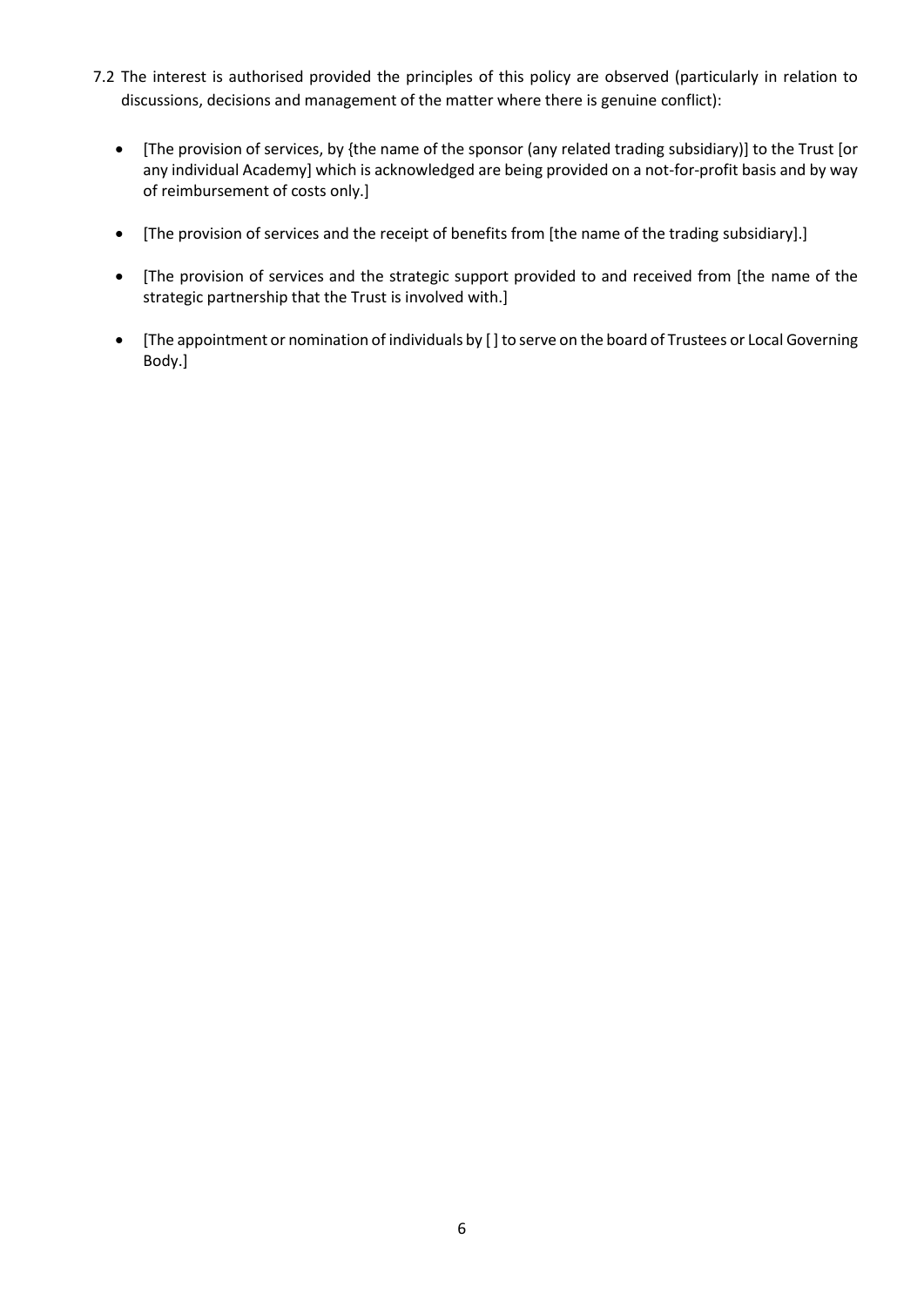7.2 The interest is authorised provided the principles of this policy are observed (particularly in relation to discussions, decisions and management of the matter where there is genuine conflict):

- [The provision of services, by {the name of the sponsor (any related trading subsidiary)] to the Trust [or any individual Academy] which is acknowledged are being provided on a not-for-profit basis and by way of reimbursement of costs only.]
- [The provision of services and the receipt of benefits from [the name of the trading subsidiary].]
- [The provision of services and the strategic support provided to and received from [the name of the strategic partnership that the Trust is involved with.]
- [The appointment or nomination of individuals by [ ] to serve on the board of Trustees or Local Governing Body.]